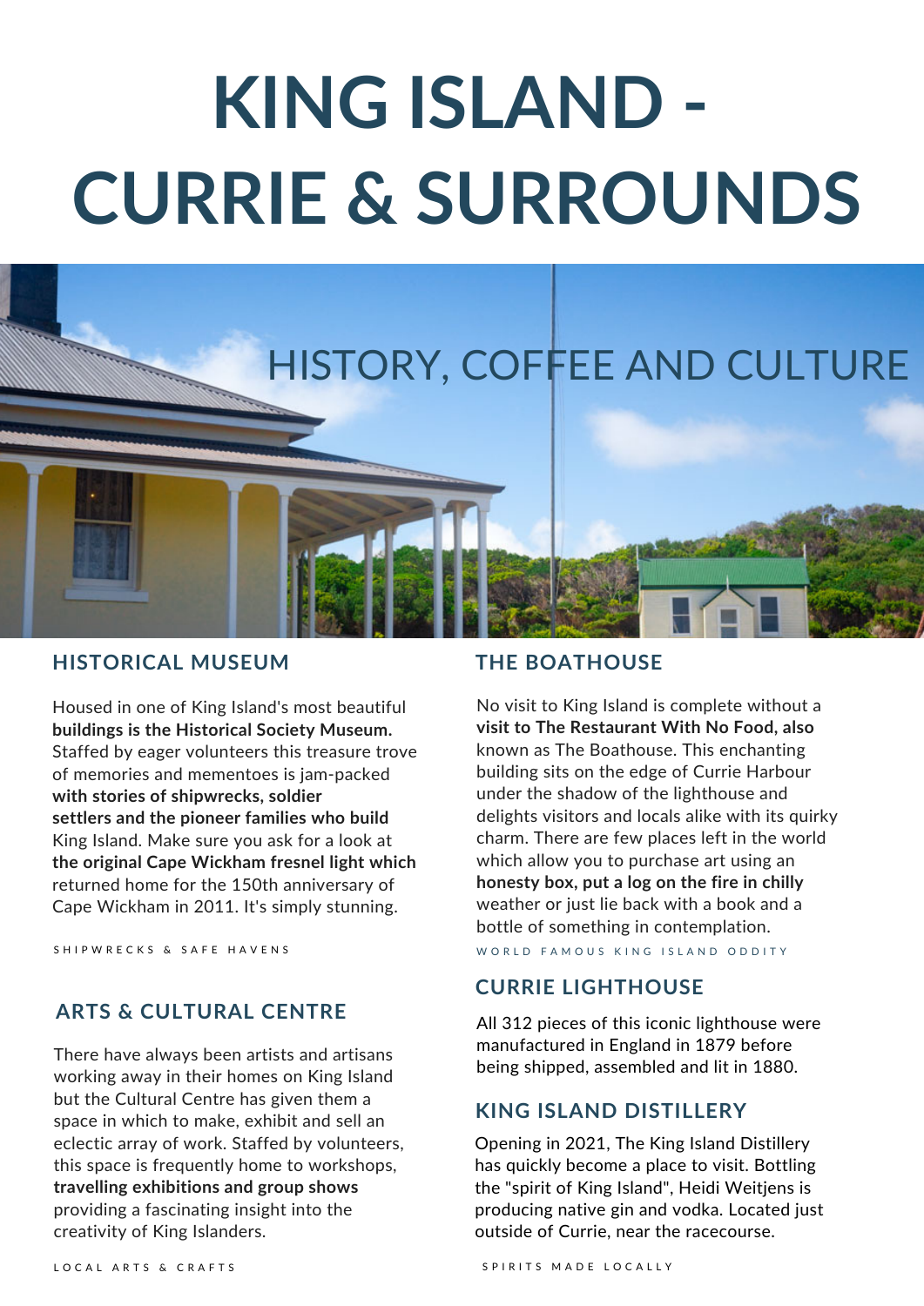# KING ISLAND - CURRIE & SURROUNDS

HISTORY, COFFEE AND CULTURE

## HISTORICAL MUSEUM

Housed in one of King Island's most beautiful **buildings is the Historical Society Museum.** Staffed by eager volunteers this treasure trove of memories and mementoes is jam-packed **with stories of shipwrecks, soldier settlers and the pioneer families who build** King Island. Make sure you ask for a look at **the original Cape Wickham fresnel light which** returned home for the 150th anniversary of Cape Wickham in 2011. It's simply stunning.

SHIPWRECKS & SAFE HAVENS

## ARTS & CULTURAL CENTRE

There have always been artists and artisans working away in their homes on King Island but the Cultural Centre has given them a space in which to make, exhibit and sell an eclectic array of work. Staffed by volunteers, this space is frequently home to workshops, **travelling exhibitions and group shows** providing a fascinating insight into the creativity of King Islanders.

LOCAL ARTS & CRAFTS

## THE BOATHOUSE

No visit to King Island is complete without a **visit to The Restaurant With No Food, also** known as The Boathouse. This enchanting building sits on the edge of Currie Harbour under the shadow of the lighthouse and delights visitors and locals alike with its quirky charm. There are few places left in the world which allow you to purchase art using an **honesty box, put a log on the fire in chilly** weather or just lie back with a book and a bottle of something in contemplation.

WORLD FAMOUS KING ISLAND ODDITY

## CURRIE LIGHTHOUSE

All 312 pieces of this iconic lighthouse were manufactured in England in 1879 before being shipped, assembled and lit in 1880.

## KING ISLAND DISTILLERY

Opening in 2021, The King Island Distillery has quickly become a place to visit. Bottling the "spirit of King Island", Heidi Weitjens is producing native gin and vodka. Located just outside of Currie, near the racecourse.

SPIRITS MADE LOCALLY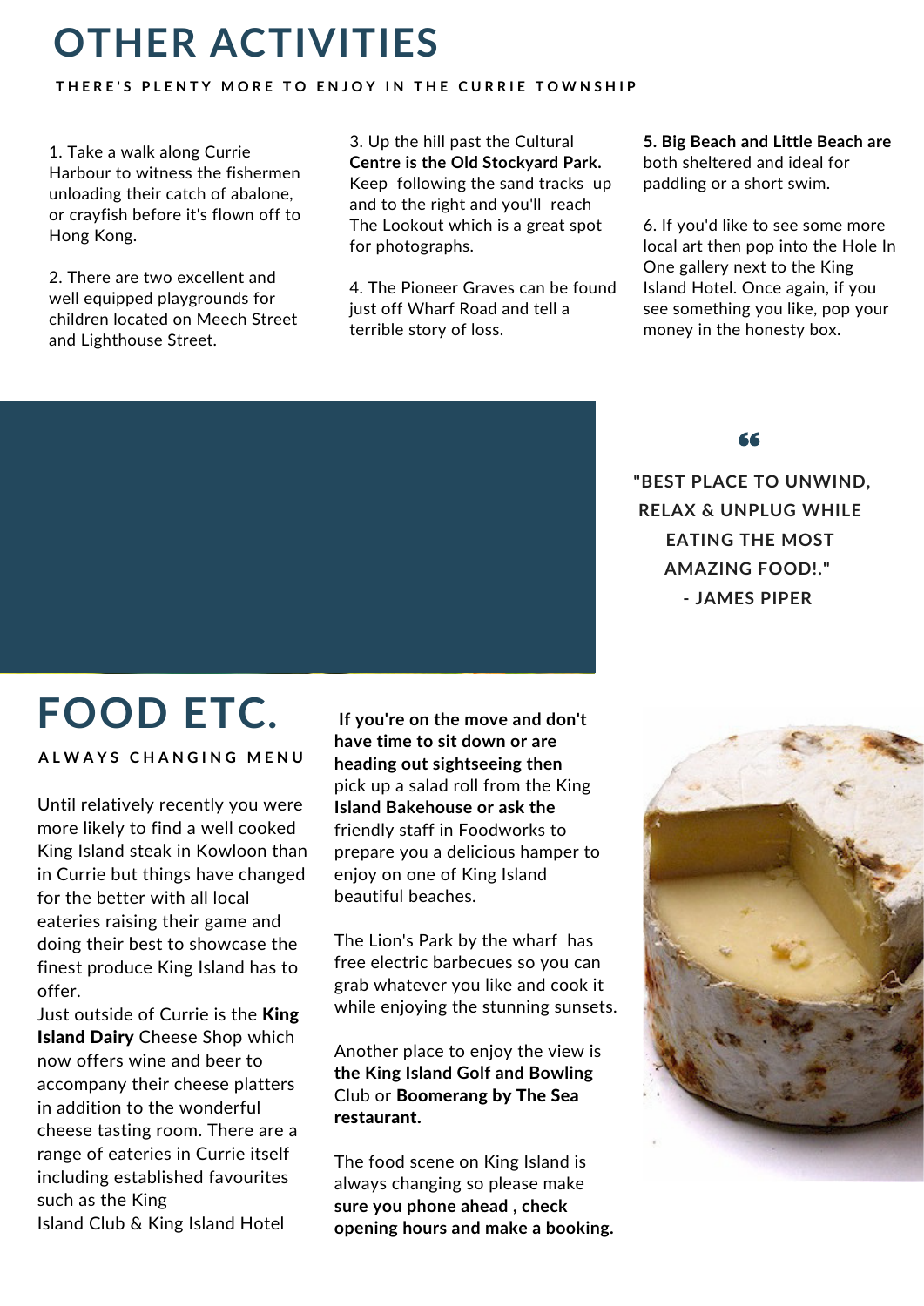# OTHER ACTIVITIES

**THERE'S PLENTY MORE TO ENJOY IN THE CURRIE TOWNSHIP**

1. Take a walk along Currie Harbour to witness the fishermen unloading their catch of abalone, or crayfish before it's flown off to Hong Kong.

2. There are two excellent and well equipped playgrounds for children located on Meech Street and Lighthouse Street.

3. Up the hill past the Cultural **Centre is the Old Stockyard Park.** Keep following the sand tracks up and to the right and you'll reach The Lookout which is a great spot for photographs.

4. The Pioneer Graves can be found just off Wharf Road and tell a terrible story of loss.

**5. Big Beach and Little Beach are** both sheltered and ideal for paddling or a short swim.

6. If you'd like to see some more local art then pop into the Hole In One gallery next to the King Island Hotel. Once again, if you see something you like, pop your money in the honesty box.

> **"BEST PLACE TO UNWIND, RELAX & UNPLUG WHILE EATING THE MOST AMAZING FOOD!."**
> **- JAMES PIPER**

# FOOD ETC.

**ALWAYS CHANGING MENU**

Until relatively recently you were more likely to find a well cooked King Island steak in Kowloon than in Currie but things have changed for the better with all local eateries raising their game and doing their best to showcase the finest produce King Island has to offer.

Just outside of Currie is the **King Island Dairy** Cheese Shop which now offers wine and beer to accompany their cheese platters in addition to the wonderful cheese tasting room. There are a range of eateries in Currie itself including established favourites such as the King Island Club & King Island Hotel

**If you're on the move and don't have time to sit down or are heading out sightseeing then** pick up a salad roll from the King **Island Bakehouse or ask the** friendly staff in Foodworks to prepare you a delicious hamper to enjoy on one of King Island beautiful beaches.

The Lion's Park by the wharf has free electric barbecues so you can grab whatever you like and cook it while enjoying the stunning sunsets.

Another place to enjoy the view is **the King Island Golf and Bowling** Club or **Boomerang by The Sea restaurant.**

The food scene on King Island is always changing so please make **sure you phone ahead , check opening hours and make a booking.**